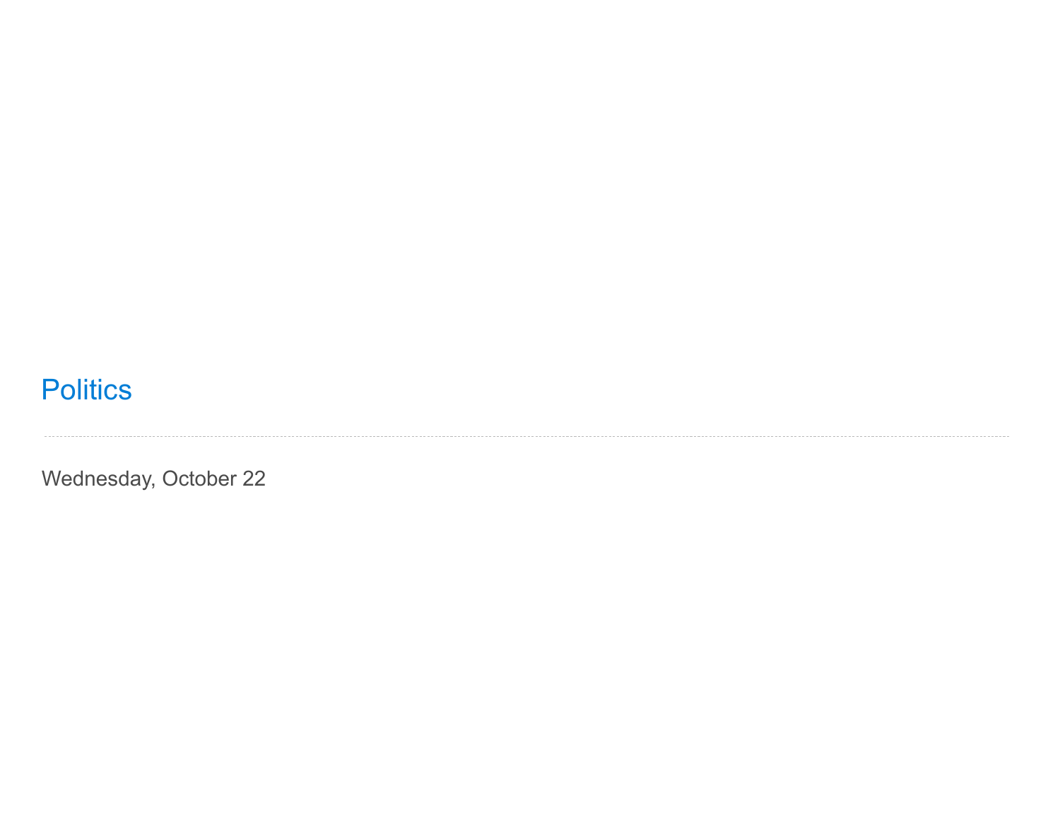# Politics

---

Wednesday, October 22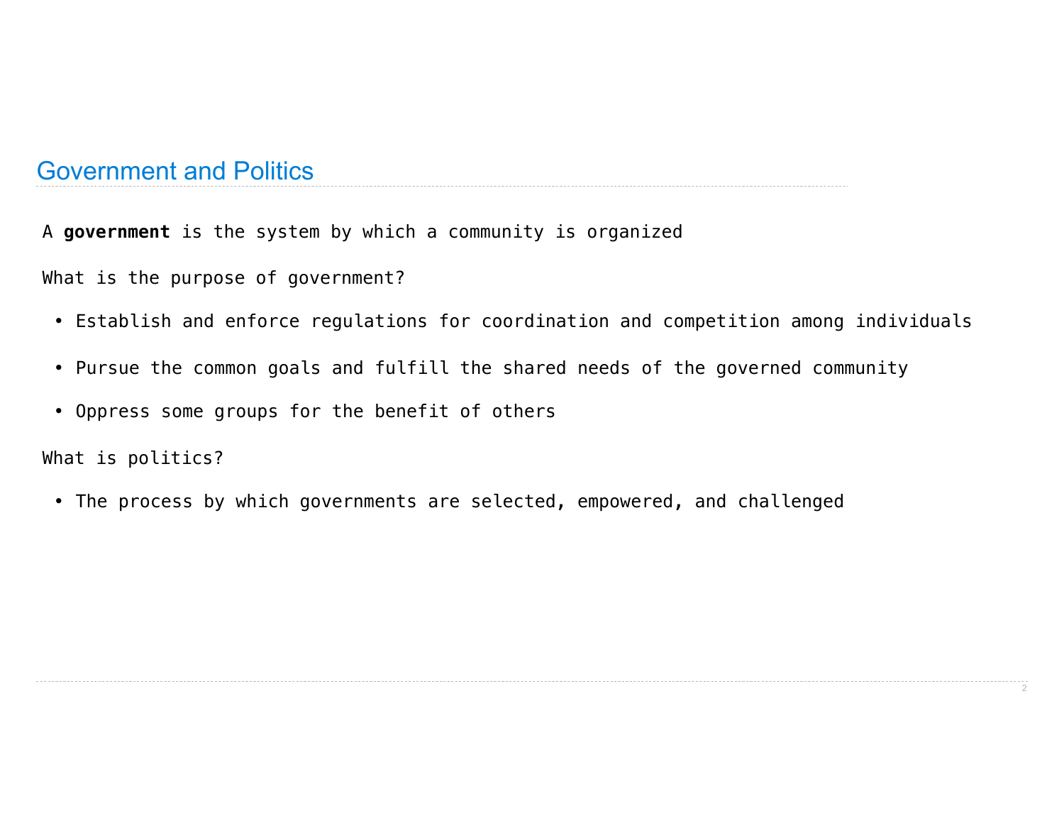## Government and Politics

A **government** is the system by which a community is organized

What is the purpose of government?

- Establish and enforce regulations for coordination and competition among individuals
- Pursue the common goals and fulfill the shared needs of the governed community
- Oppress some groups for the benefit of others

What is politics?

- The process by which governments are selected, empowered, and challenged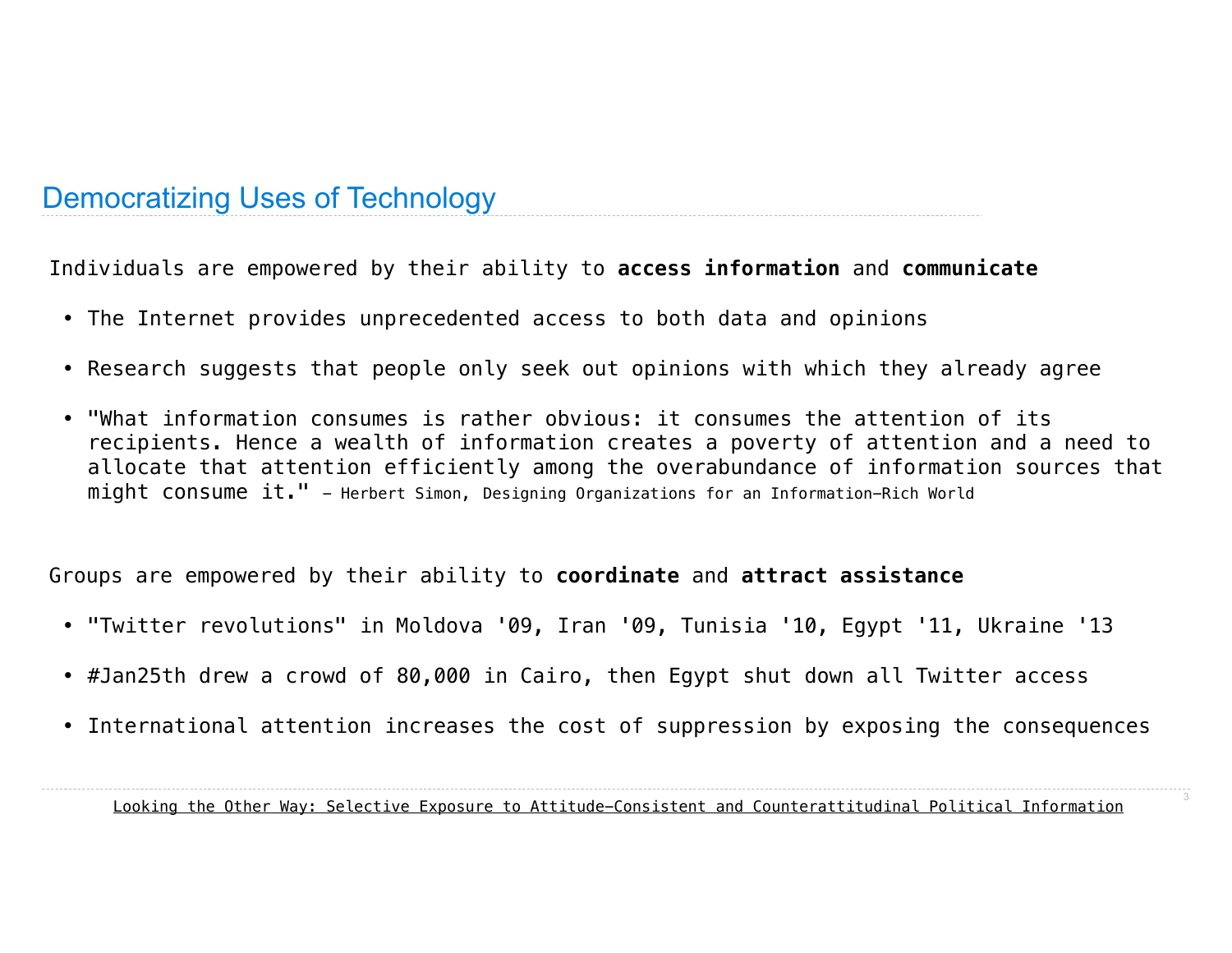## Democratizing Uses of Technology

Individuals are empowered by their ability to **access information** and **communicate**

- The Internet provides unprecedented access to both data and opinions
- Research suggests that people only seek out opinions with which they already agree
- "What information consumes is rather obvious: it consumes the attention of its recipients. Hence a wealth of information creates a poverty of attention and a need to allocate that attention efficiently among the overabundance of information sources that might consume it." – Herbert Simon, Designing Organizations for an Information-Rich World

Groups are empowered by their ability to **coordinate** and **attract assistance**

- "Twitter revolutions" in Moldova '09, Iran '09, Tunisia '10, Egypt '11, Ukraine '13
- #Jan25th drew a crowd of 80,000 in Cairo, then Egypt shut down all Twitter access
- International attention increases the cost of suppression by exposing the consequences

Looking the Other Way: Selective Exposure to Attitude-Consistent and Counterattitudinal Political Information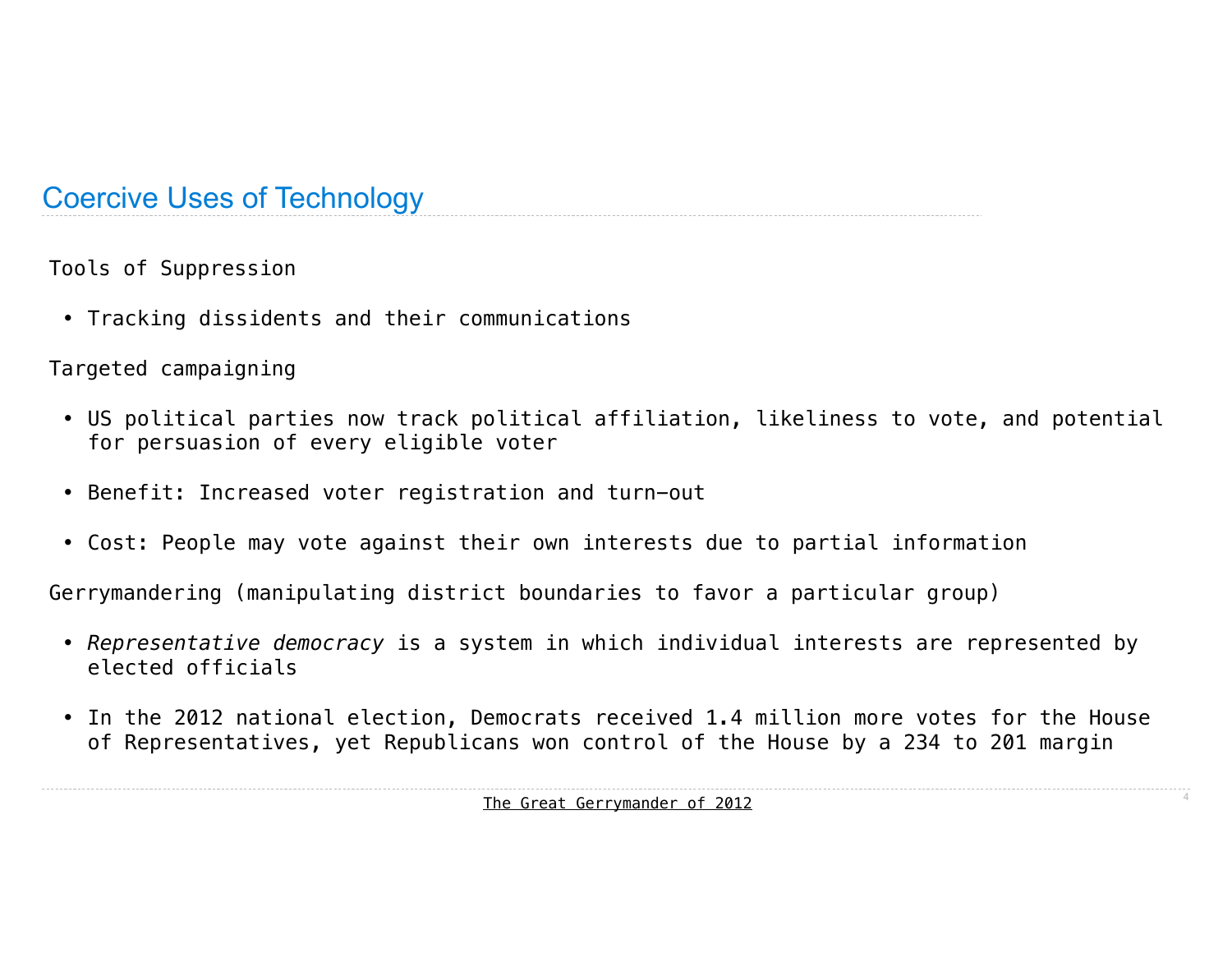## Coercive Uses of Technology

Tools of Suppression

- Tracking dissidents and their communications

Targeted campaigning

- US political parties now track political affiliation, likeliness to vote, and potential for persuasion of every eligible voter
- Benefit: Increased voter registration and turn-out
- Cost: People may vote against their own interests due to partial information

Gerrymandering (manipulating district boundaries to favor a particular group)

- *Representative democracy* is a system in which individual interests are represented by elected officials
- In the 2012 national election, Democrats received 1.4 million more votes for the House of Representatives, yet Republicans won control of the House by a 234 to 201 margin

The Great Gerrymander of 2012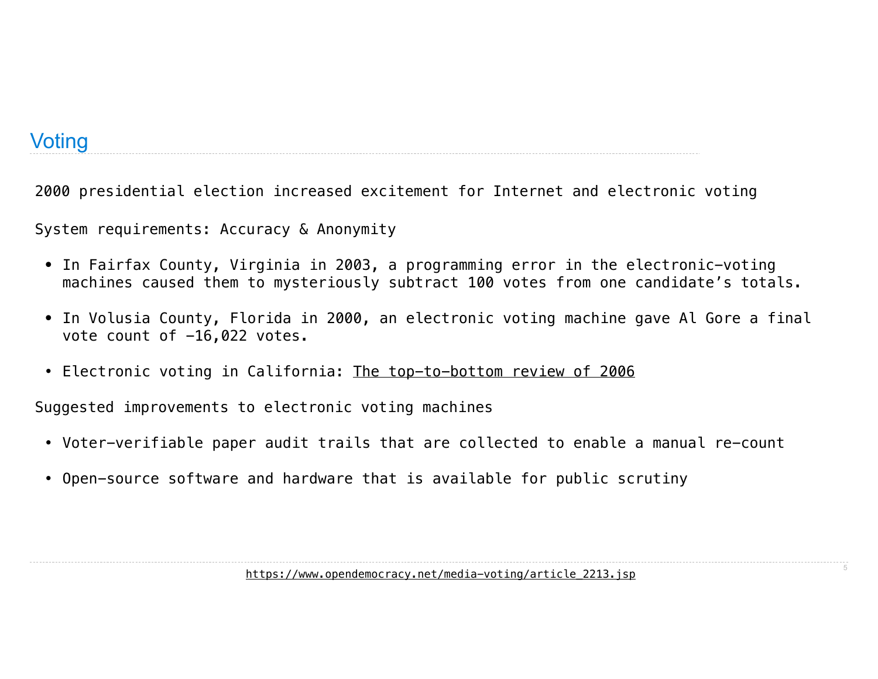# Voting

2000 presidential election increased excitement for Internet and electronic voting

System requirements: Accuracy & Anonymity

- In Fairfax County, Virginia in 2003, a programming error in the electronic-voting machines caused them to mysteriously subtract 100 votes from one candidate's totals.
- In Volusia County, Florida in 2000, an electronic voting machine gave Al Gore a final vote count of -16,022 votes.
- Electronic voting in California: The top-to-bottom review of 2006

Suggested improvements to electronic voting machines

- Voter-verifiable paper audit trails that are collected to enable a manual re-count
- Open-source software and hardware that is available for public scrutiny

https://www.opendemocracy.net/media-voting/article_2213.jsp